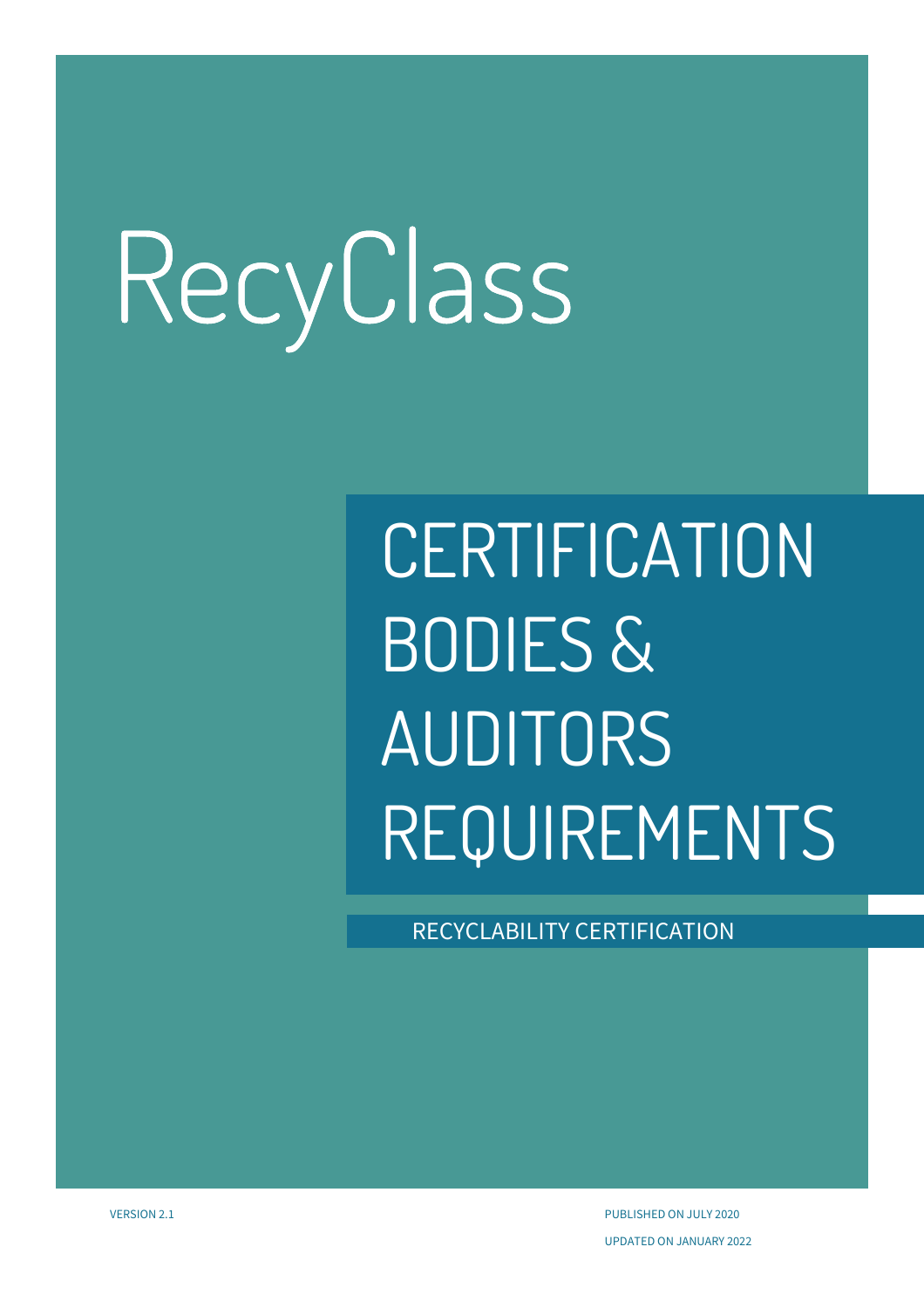# RecyClass

## CERTIFICATION BODIES & AUDITORS REQUIREMENTS

RECYCLABILITY CERTIFICATION

VERSION 2.1

PUBLISHED ON JULY 2020

UPDATED ON JANUARY 2022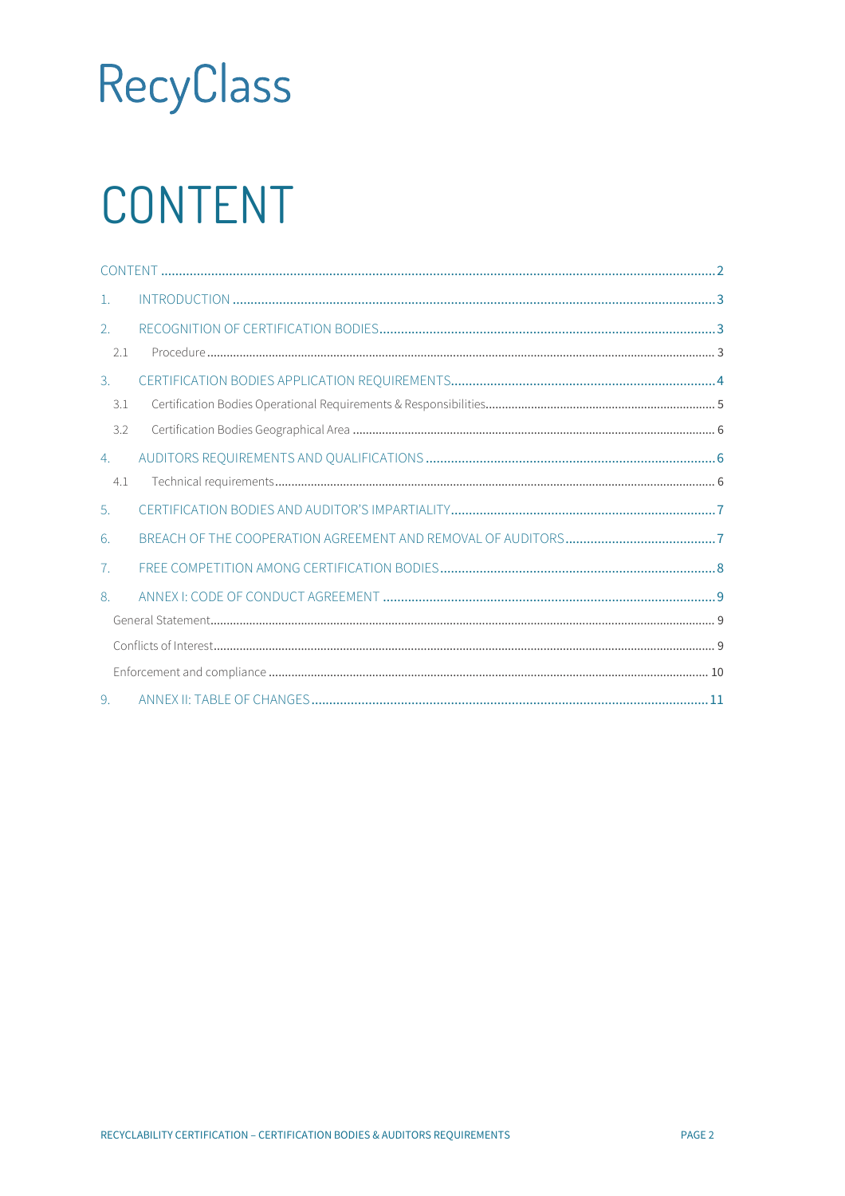RecyClass

# CONTENT

CONTENT ..... 2

1. INTRODUCTION ..... 3
2. RECOGNITION OF CERTIFICATION BODIES ..... 3
   - 2.1 Procedure ..... 3
3. CERTIFICATION BODIES APPLICATION REQUIREMENTS ..... 4
   - 3.1 Certification Bodies Operational Requirements & Responsibilities ..... 5
   - 3.2 Certification Bodies Geographical Area ..... 6
4. AUDITORS REQUIREMENTS AND QUALIFICATIONS ..... 6
   - 4.1 Technical requirements ..... 6
5. CERTIFICATION BODIES AND AUDITOR'S IMPARTIALITY ..... 7
6. BREACH OF THE COOPERATION AGREEMENT AND REMOVAL OF AUDITORS ..... 7
7. FREE COMPETITION AMONG CERTIFICATION BODIES ..... 8
8. ANNEX I: CODE OF CONDUCT AGREEMENT ..... 9
   - General Statement ..... 9
   - Conflicts of Interest ..... 9
   - Enforcement and compliance ..... 10
9. ANNEX II: TABLE OF CHANGES ..... 11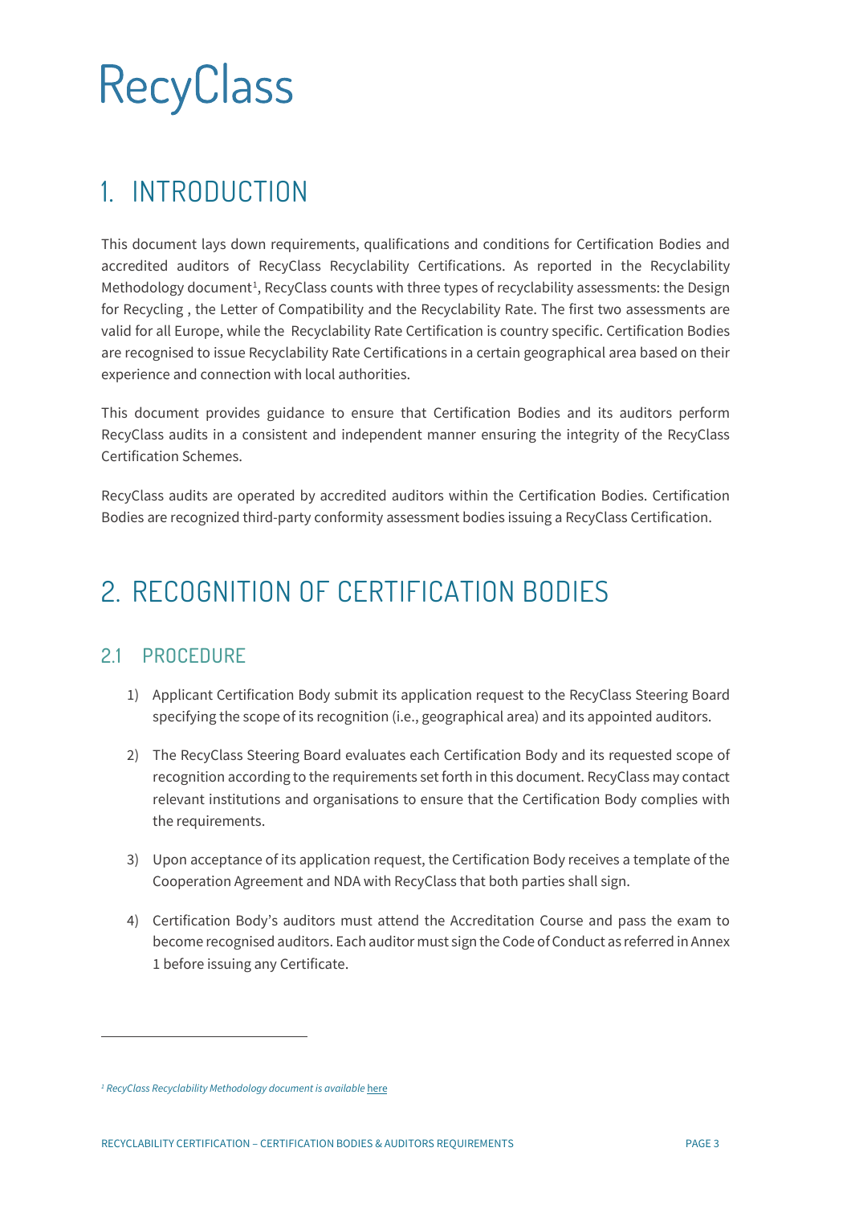# RecyClass

# 1. INTRODUCTION

This document lays down requirements, qualifications and conditions for Certification Bodies and accredited auditors of RecyClass Recyclability Certifications. As reported in the Recyclability Methodology document[1], RecyClass counts with three types of recyclability assessments: the Design for Recycling , the Letter of Compatibility and the Recyclability Rate. The first two assessments are valid for all Europe, while the Recyclability Rate Certification is country specific. Certification Bodies are recognised to issue Recyclability Rate Certifications in a certain geographical area based on their experience and connection with local authorities.

This document provides guidance to ensure that Certification Bodies and its auditors perform RecyClass audits in a consistent and independent manner ensuring the integrity of the RecyClass Certification Schemes.

RecyClass audits are operated by accredited auditors within the Certification Bodies. Certification Bodies are recognized third-party conformity assessment bodies issuing a RecyClass Certification.

# 2. RECOGNITION OF CERTIFICATION BODIES

## 2.1 PROCEDURE

1) Applicant Certification Body submit its application request to the RecyClass Steering Board specifying the scope of its recognition (i.e., geographical area) and its appointed auditors.

2) The RecyClass Steering Board evaluates each Certification Body and its requested scope of recognition according to the requirements set forth in this document. RecyClass may contact relevant institutions and organisations to ensure that the Certification Body complies with the requirements.

3) Upon acceptance of its application request, the Certification Body receives a template of the Cooperation Agreement and NDA with RecyClass that both parties shall sign.

4) Certification Body's auditors must attend the Accreditation Course and pass the exam to become recognised auditors. Each auditor must sign the Code of Conduct as referred in Annex 1 before issuing any Certificate.

---

[1] *RecyClass Recyclability Methodology document is available* here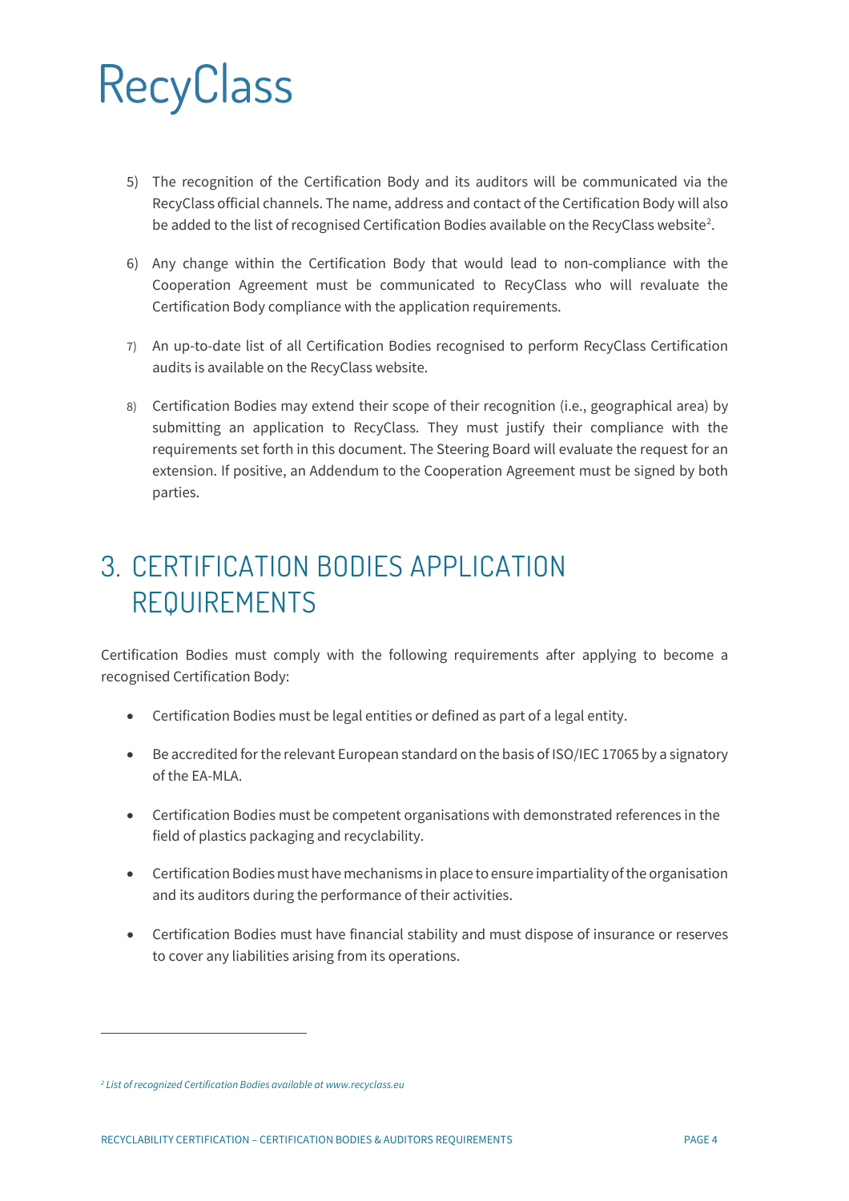5) The recognition of the Certification Body and its auditors will be communicated via the RecyClass official channels. The name, address and contact of the Certification Body will also be added to the list of recognised Certification Bodies available on the RecyClass website[2].

6) Any change within the Certification Body that would lead to non-compliance with the Cooperation Agreement must be communicated to RecyClass who will revaluate the Certification Body compliance with the application requirements.

7) An up-to-date list of all Certification Bodies recognised to perform RecyClass Certification audits is available on the RecyClass website.

8) Certification Bodies may extend their scope of their recognition (i.e., geographical area) by submitting an application to RecyClass. They must justify their compliance with the requirements set forth in this document. The Steering Board will evaluate the request for an extension. If positive, an Addendum to the Cooperation Agreement must be signed by both parties.

# 3. CERTIFICATION BODIES APPLICATION REQUIREMENTS

Certification Bodies must comply with the following requirements after applying to become a recognised Certification Body:

- Certification Bodies must be legal entities or defined as part of a legal entity.
- Be accredited for the relevant European standard on the basis of ISO/IEC 17065 by a signatory of the EA-MLA.
- Certification Bodies must be competent organisations with demonstrated references in the field of plastics packaging and recyclability.
- Certification Bodies must have mechanisms in place to ensure impartiality of the organisation and its auditors during the performance of their activities.
- Certification Bodies must have financial stability and must dispose of insurance or reserves to cover any liabilities arising from its operations.

---

[2] *List of recognized Certification Bodies available at www.recyclass.eu*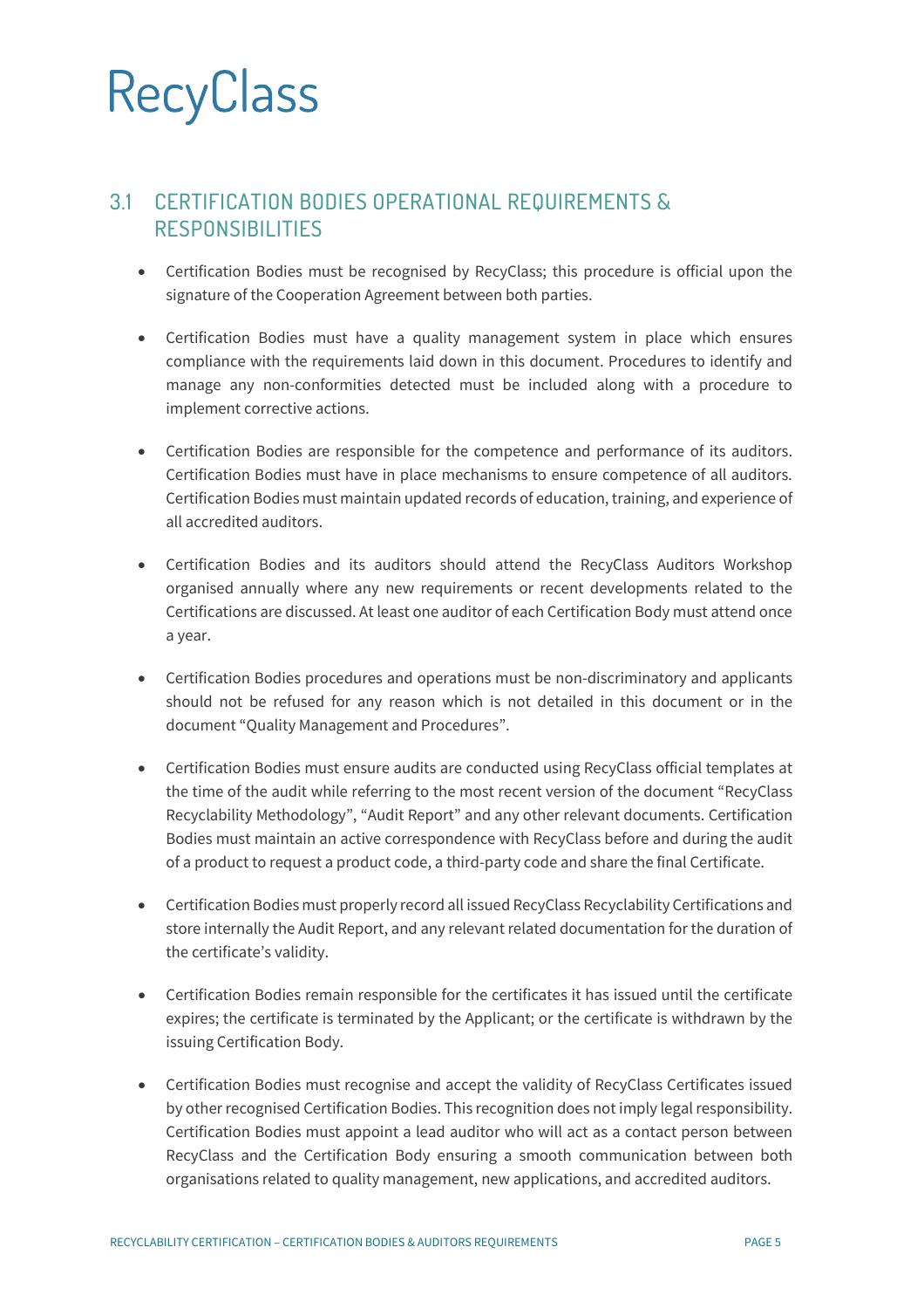## 3.1 CERTIFICATION BODIES OPERATIONAL REQUIREMENTS & RESPONSIBILITIES

- Certification Bodies must be recognised by RecyClass; this procedure is official upon the signature of the Cooperation Agreement between both parties.
- Certification Bodies must have a quality management system in place which ensures compliance with the requirements laid down in this document. Procedures to identify and manage any non-conformities detected must be included along with a procedure to implement corrective actions.
- Certification Bodies are responsible for the competence and performance of its auditors. Certification Bodies must have in place mechanisms to ensure competence of all auditors. Certification Bodies must maintain updated records of education, training, and experience of all accredited auditors.
- Certification Bodies and its auditors should attend the RecyClass Auditors Workshop organised annually where any new requirements or recent developments related to the Certifications are discussed. At least one auditor of each Certification Body must attend once a year.
- Certification Bodies procedures and operations must be non-discriminatory and applicants should not be refused for any reason which is not detailed in this document or in the document "Quality Management and Procedures".
- Certification Bodies must ensure audits are conducted using RecyClass official templates at the time of the audit while referring to the most recent version of the document "RecyClass Recyclability Methodology", "Audit Report" and any other relevant documents. Certification Bodies must maintain an active correspondence with RecyClass before and during the audit of a product to request a product code, a third-party code and share the final Certificate.
- Certification Bodies must properly record all issued RecyClass Recyclability Certifications and store internally the Audit Report, and any relevant related documentation for the duration of the certificate's validity.
- Certification Bodies remain responsible for the certificates it has issued until the certificate expires; the certificate is terminated by the Applicant; or the certificate is withdrawn by the issuing Certification Body.
- Certification Bodies must recognise and accept the validity of RecyClass Certificates issued by other recognised Certification Bodies. This recognition does not imply legal responsibility. Certification Bodies must appoint a lead auditor who will act as a contact person between RecyClass and the Certification Body ensuring a smooth communication between both organisations related to quality management, new applications, and accredited auditors.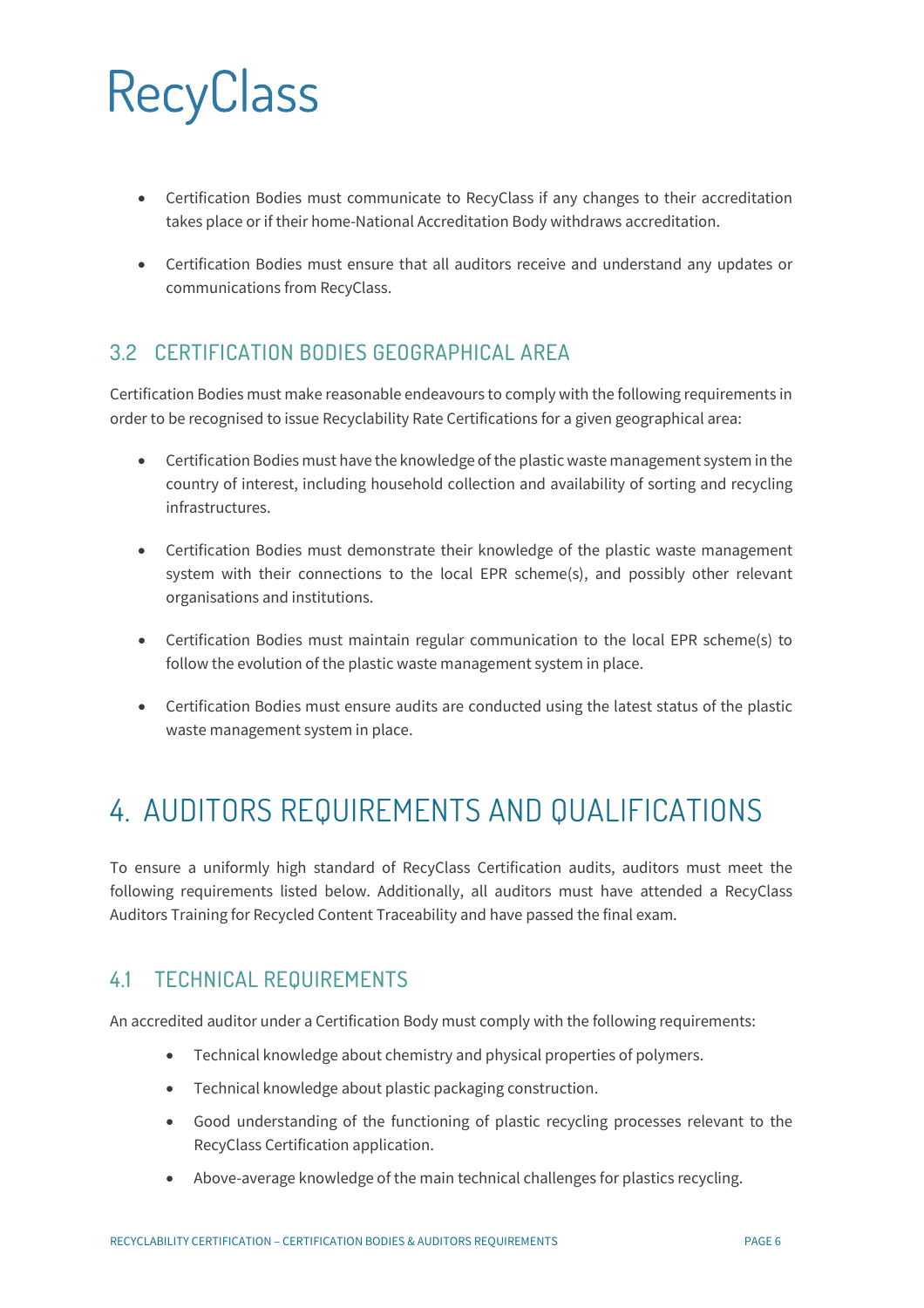- Certification Bodies must communicate to RecyClass if any changes to their accreditation takes place or if their home-National Accreditation Body withdraws accreditation.
- Certification Bodies must ensure that all auditors receive and understand any updates or communications from RecyClass.

## 3.2 CERTIFICATION BODIES GEOGRAPHICAL AREA

Certification Bodies must make reasonable endeavours to comply with the following requirements in order to be recognised to issue Recyclability Rate Certifications for a given geographical area:

- Certification Bodies must have the knowledge of the plastic waste management system in the country of interest, including household collection and availability of sorting and recycling infrastructures.
- Certification Bodies must demonstrate their knowledge of the plastic waste management system with their connections to the local EPR scheme(s), and possibly other relevant organisations and institutions.
- Certification Bodies must maintain regular communication to the local EPR scheme(s) to follow the evolution of the plastic waste management system in place.
- Certification Bodies must ensure audits are conducted using the latest status of the plastic waste management system in place.

# 4. AUDITORS REQUIREMENTS AND QUALIFICATIONS

To ensure a uniformly high standard of RecyClass Certification audits, auditors must meet the following requirements listed below. Additionally, all auditors must have attended a RecyClass Auditors Training for Recycled Content Traceability and have passed the final exam.

## 4.1 TECHNICAL REQUIREMENTS

An accredited auditor under a Certification Body must comply with the following requirements:

- Technical knowledge about chemistry and physical properties of polymers.
- Technical knowledge about plastic packaging construction.
- Good understanding of the functioning of plastic recycling processes relevant to the RecyClass Certification application.
- Above-average knowledge of the main technical challenges for plastics recycling.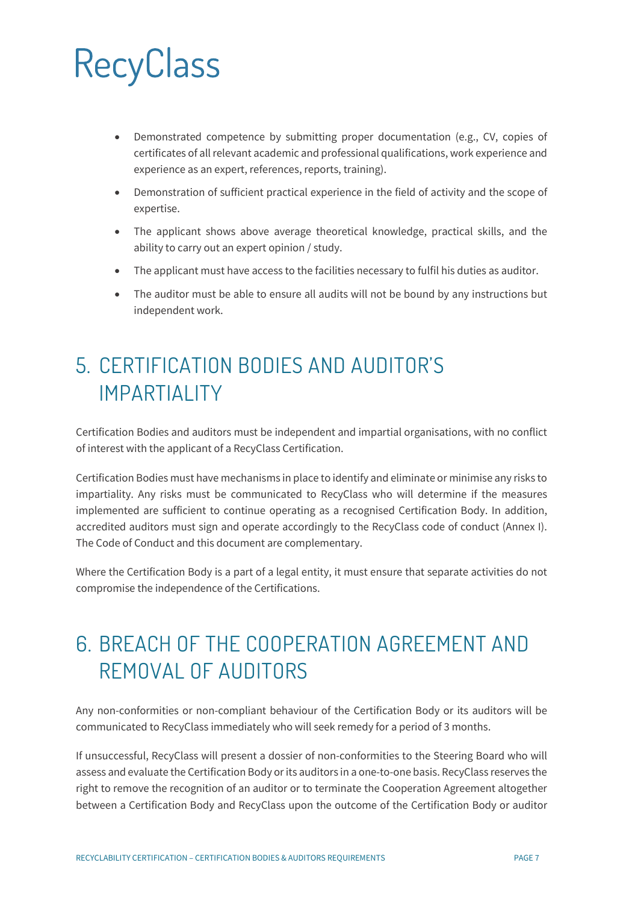- Demonstrated competence by submitting proper documentation (e.g., CV, copies of certificates of all relevant academic and professional qualifications, work experience and experience as an expert, references, reports, training).
- Demonstration of sufficient practical experience in the field of activity and the scope of expertise.
- The applicant shows above average theoretical knowledge, practical skills, and the ability to carry out an expert opinion / study.
- The applicant must have access to the facilities necessary to fulfil his duties as auditor.
- The auditor must be able to ensure all audits will not be bound by any instructions but independent work.

# 5. CERTIFICATION BODIES AND AUDITOR'S IMPARTIALITY

Certification Bodies and auditors must be independent and impartial organisations, with no conflict of interest with the applicant of a RecyClass Certification.

Certification Bodies must have mechanisms in place to identify and eliminate or minimise any risks to impartiality. Any risks must be communicated to RecyClass who will determine if the measures implemented are sufficient to continue operating as a recognised Certification Body. In addition, accredited auditors must sign and operate accordingly to the RecyClass code of conduct (Annex I). The Code of Conduct and this document are complementary.

Where the Certification Body is a part of a legal entity, it must ensure that separate activities do not compromise the independence of the Certifications.

# 6. BREACH OF THE COOPERATION AGREEMENT AND REMOVAL OF AUDITORS

Any non-conformities or non-compliant behaviour of the Certification Body or its auditors will be communicated to RecyClass immediately who will seek remedy for a period of 3 months.

If unsuccessful, RecyClass will present a dossier of non-conformities to the Steering Board who will assess and evaluate the Certification Body or its auditors in a one-to-one basis. RecyClass reserves the right to remove the recognition of an auditor or to terminate the Cooperation Agreement altogether between a Certification Body and RecyClass upon the outcome of the Certification Body or auditor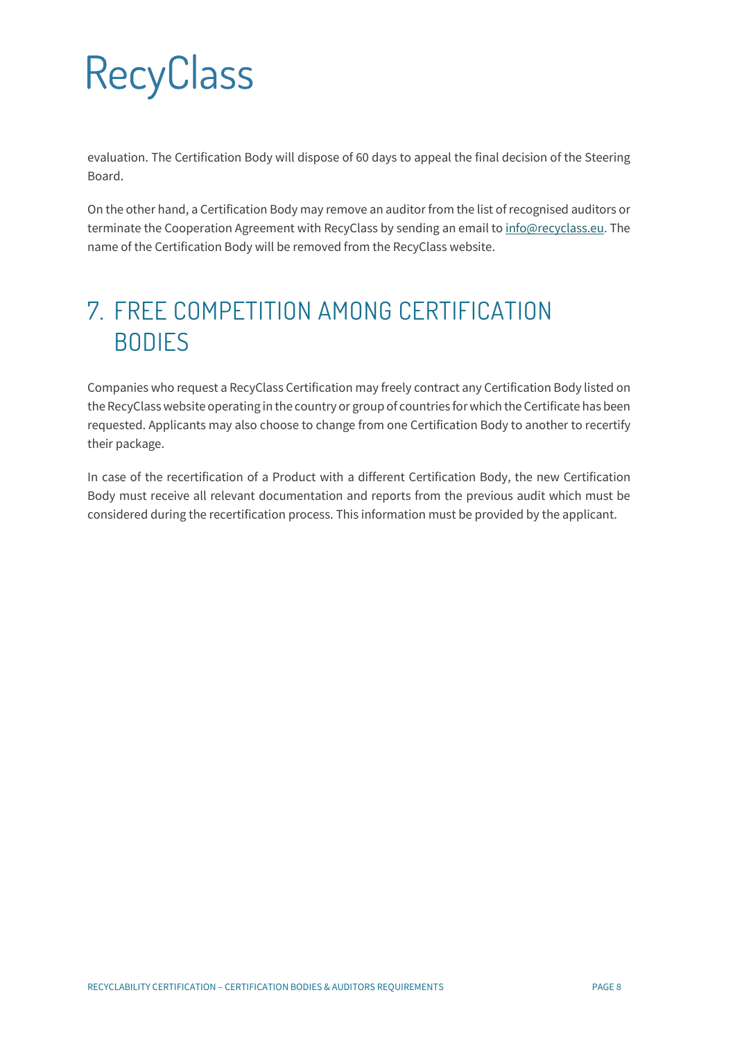evaluation. The Certification Body will dispose of 60 days to appeal the final decision of the Steering Board.

On the other hand, a Certification Body may remove an auditor from the list of recognised auditors or terminate the Cooperation Agreement with RecyClass by sending an email to info@recyclass.eu. The name of the Certification Body will be removed from the RecyClass website.

# 7. FREE COMPETITION AMONG CERTIFICATION BODIES

Companies who request a RecyClass Certification may freely contract any Certification Body listed on the RecyClass website operating in the country or group of countries for which the Certificate has been requested. Applicants may also choose to change from one Certification Body to another to recertify their package.

In case of the recertification of a Product with a different Certification Body, the new Certification Body must receive all relevant documentation and reports from the previous audit which must be considered during the recertification process. This information must be provided by the applicant.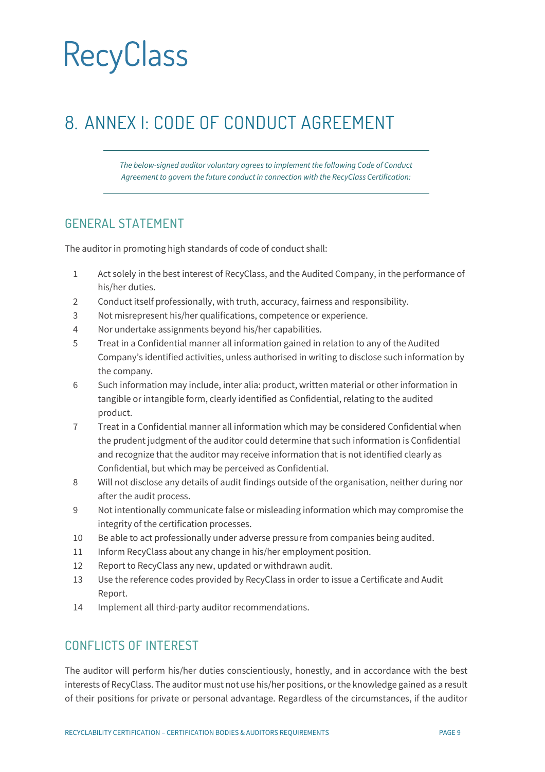RecyClass

# 8. ANNEX I: CODE OF CONDUCT AGREEMENT

*The below-signed auditor voluntary agrees to implement the following Code of Conduct Agreement to govern the future conduct in connection with the RecyClass Certification:*

## GENERAL STATEMENT

The auditor in promoting high standards of code of conduct shall:

1. Act solely in the best interest of RecyClass, and the Audited Company, in the performance of his/her duties.
2. Conduct itself professionally, with truth, accuracy, fairness and responsibility.
3. Not misrepresent his/her qualifications, competence or experience.
4. Nor undertake assignments beyond his/her capabilities.
5. Treat in a Confidential manner all information gained in relation to any of the Audited Company's identified activities, unless authorised in writing to disclose such information by the company.
6. Such information may include, inter alia: product, written material or other information in tangible or intangible form, clearly identified as Confidential, relating to the audited product.
7. Treat in a Confidential manner all information which may be considered Confidential when the prudent judgment of the auditor could determine that such information is Confidential and recognize that the auditor may receive information that is not identified clearly as Confidential, but which may be perceived as Confidential.
8. Will not disclose any details of audit findings outside of the organisation, neither during nor after the audit process.
9. Not intentionally communicate false or misleading information which may compromise the integrity of the certification processes.
10. Be able to act professionally under adverse pressure from companies being audited.
11. Inform RecyClass about any change in his/her employment position.
12. Report to RecyClass any new, updated or withdrawn audit.
13. Use the reference codes provided by RecyClass in order to issue a Certificate and Audit Report.
14. Implement all third-party auditor recommendations.

## CONFLICTS OF INTEREST

The auditor will perform his/her duties conscientiously, honestly, and in accordance with the best interests of RecyClass. The auditor must not use his/her positions, or the knowledge gained as a result of their positions for private or personal advantage. Regardless of the circumstances, if the auditor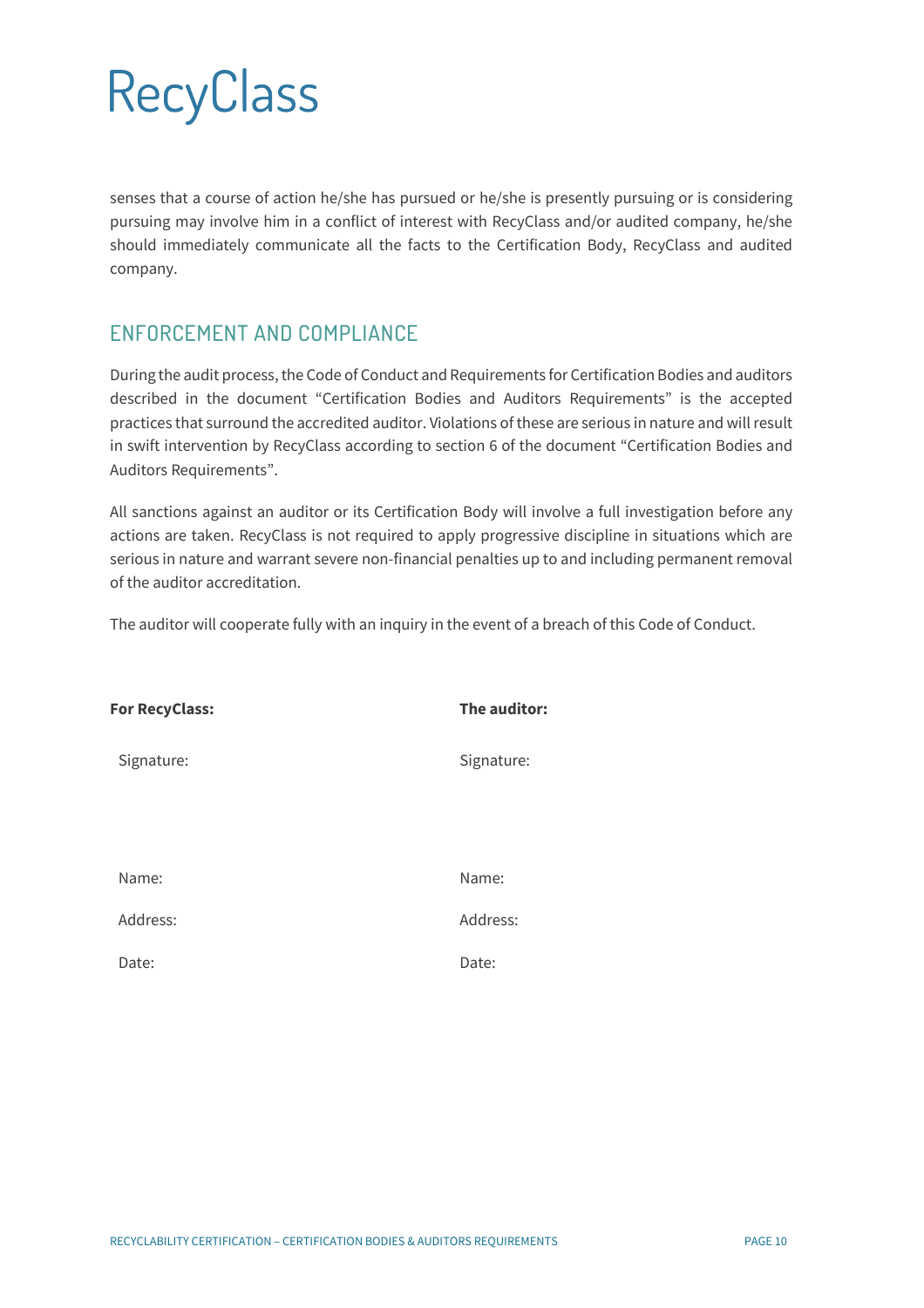senses that a course of action he/she has pursued or he/she is presently pursuing or is considering pursuing may involve him in a conflict of interest with RecyClass and/or audited company, he/she should immediately communicate all the facts to the Certification Body, RecyClass and audited company.

## ENFORCEMENT AND COMPLIANCE

During the audit process, the Code of Conduct and Requirements for Certification Bodies and auditors described in the document "Certification Bodies and Auditors Requirements" is the accepted practices that surround the accredited auditor. Violations of these are serious in nature and will result in swift intervention by RecyClass according to section 6 of the document "Certification Bodies and Auditors Requirements".

All sanctions against an auditor or its Certification Body will involve a full investigation before any actions are taken. RecyClass is not required to apply progressive discipline in situations which are serious in nature and warrant severe non-financial penalties up to and including permanent removal of the auditor accreditation.

The auditor will cooperate fully with an inquiry in the event of a breach of this Code of Conduct.

| **For RecyClass:** | **The auditor:** |
|---|---|
| Signature: | Signature: |
| Name: | Name: |
| Address: | Address: |
| Date: | Date: |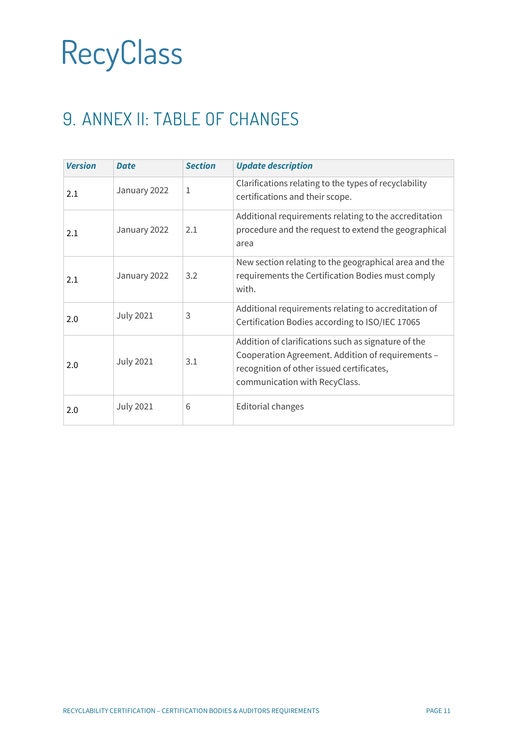# 9. ANNEX II: TABLE OF CHANGES

| *Version* | *Date* | *Section* | *Update description* |
|---|---|---|---|
| 2.1 | January 2022 | 1 | Clarifications relating to the types of recyclability certifications and their scope. |
| 2.1 | January 2022 | 2.1 | Additional requirements relating to the accreditation procedure and the request to extend the geographical area |
| 2.1 | January 2022 | 3.2 | New section relating to the geographical area and the requirements the Certification Bodies must comply with. |
| 2.0 | July 2021 | 3 | Additional requirements relating to accreditation of Certification Bodies according to ISO/IEC 17065 |
| 2.0 | July 2021 | 3.1 | Addition of clarifications such as signature of the Cooperation Agreement. Addition of requirements – recognition of other issued certificates, communication with RecyClass. |
| 2.0 | July 2021 | 6 | Editorial changes |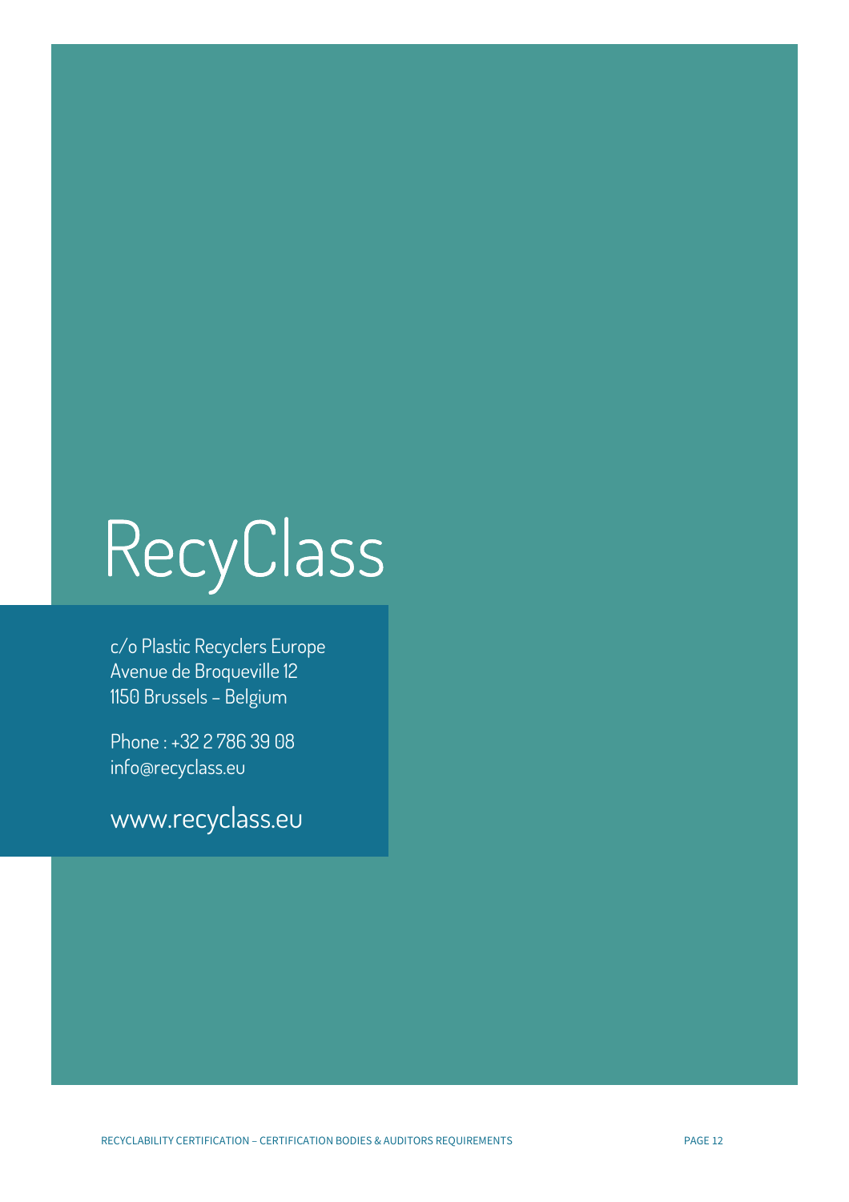# RecyClass

c/o Plastic Recyclers Europe
Avenue de Broqueville 12
1150 Brussels – Belgium

Phone : +32 2 786 39 08
info@recyclass.eu

www.recyclass.eu